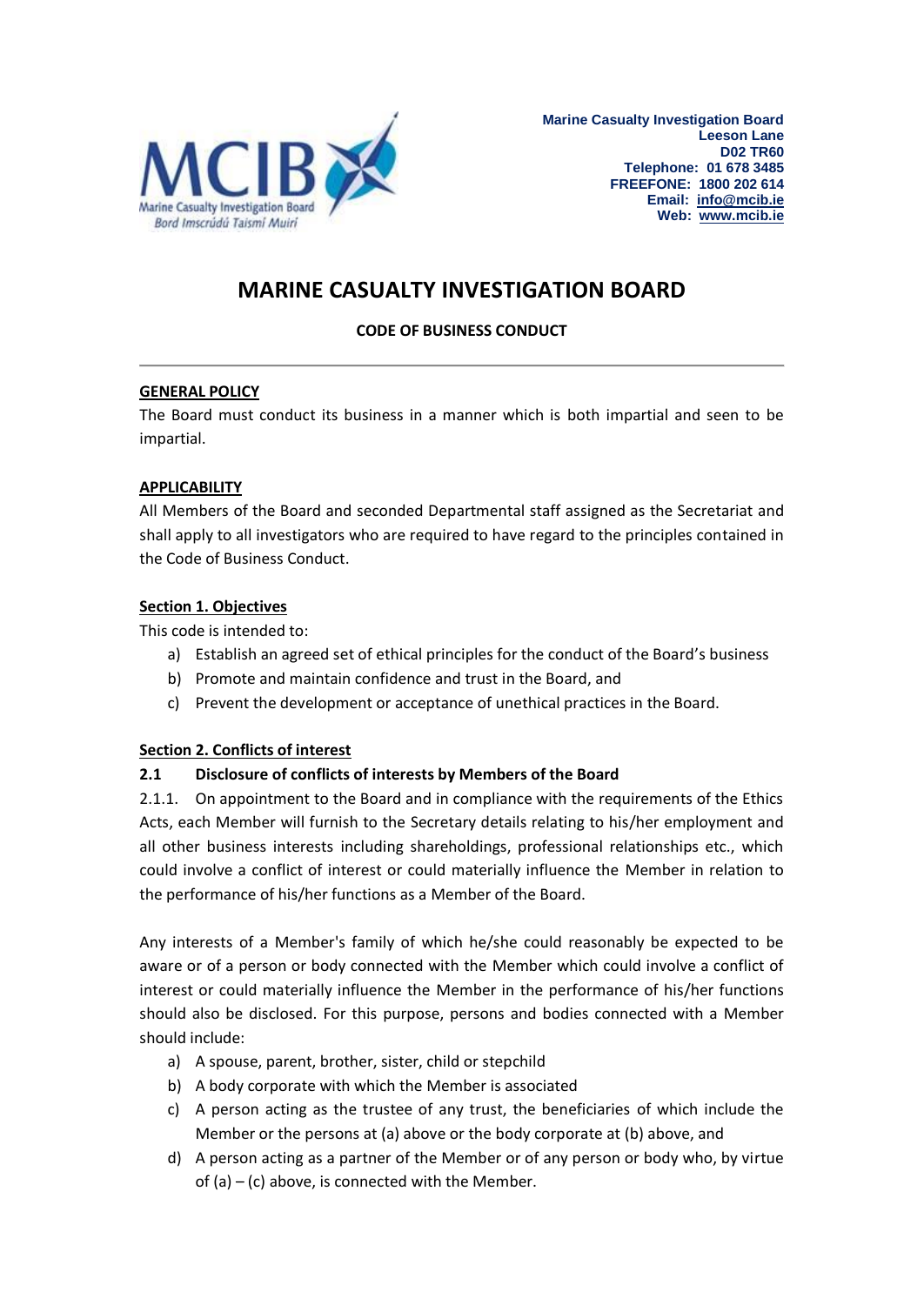Marine Casualty Investigation Board
Leeson Lane
D02 TR60
Telephone: 01 678 3485
FREEFONE: 1800 202 614
Email: info@mcib.ie
Web: www.mcib.ie

# MARINE CASUALTY INVESTIGATION BOARD

**CODE OF BUSINESS CONDUCT**

---

## GENERAL POLICY

The Board must conduct its business in a manner which is both impartial and seen to be impartial.

## APPLICABILITY

All Members of the Board and seconded Departmental staff assigned as the Secretariat and shall apply to all investigators who are required to have regard to the principles contained in the Code of Business Conduct.

## Section 1. Objectives

This code is intended to:

a) Establish an agreed set of ethical principles for the conduct of the Board's business
b) Promote and maintain confidence and trust in the Board, and
c) Prevent the development or acceptance of unethical practices in the Board.

## Section 2. Conflicts of interest

### 2.1 Disclosure of conflicts of interests by Members of the Board

2.1.1. On appointment to the Board and in compliance with the requirements of the Ethics Acts, each Member will furnish to the Secretary details relating to his/her employment and all other business interests including shareholdings, professional relationships etc., which could involve a conflict of interest or could materially influence the Member in relation to the performance of his/her functions as a Member of the Board.

Any interests of a Member's family of which he/she could reasonably be expected to be aware or of a person or body connected with the Member which could involve a conflict of interest or could materially influence the Member in the performance of his/her functions should also be disclosed. For this purpose, persons and bodies connected with a Member should include:

a) A spouse, parent, brother, sister, child or stepchild
b) A body corporate with which the Member is associated
c) A person acting as the trustee of any trust, the beneficiaries of which include the Member or the persons at (a) above or the body corporate at (b) above, and
d) A person acting as a partner of the Member or of any person or body who, by virtue of (a) – (c) above, is connected with the Member.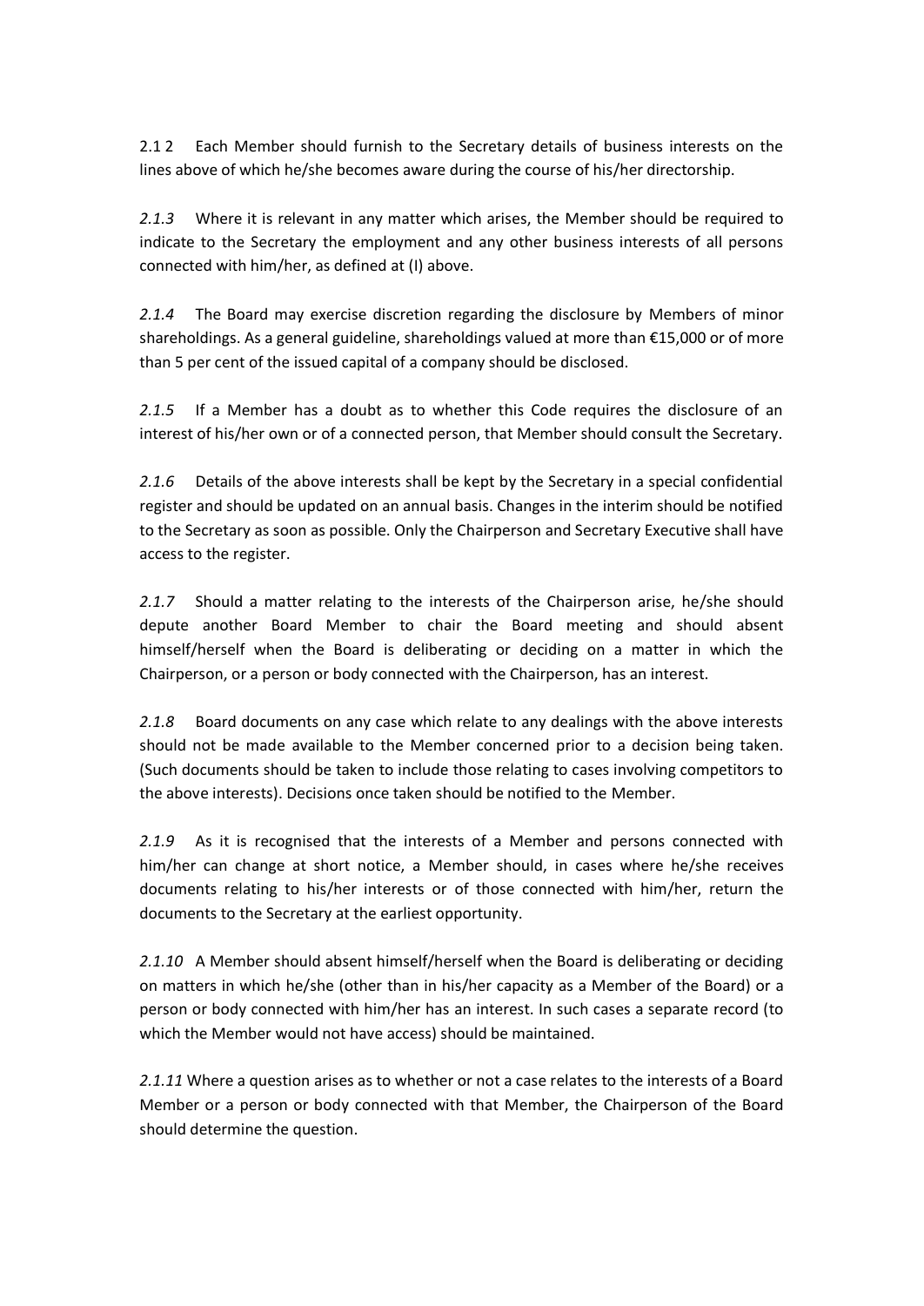2.1 2 Each Member should furnish to the Secretary details of business interests on the lines above of which he/she becomes aware during the course of his/her directorship.

*2.1.3* Where it is relevant in any matter which arises, the Member should be required to indicate to the Secretary the employment and any other business interests of all persons connected with him/her, as defined at (I) above.

*2.1.4* The Board may exercise discretion regarding the disclosure by Members of minor shareholdings. As a general guideline, shareholdings valued at more than €15,000 or of more than 5 per cent of the issued capital of a company should be disclosed.

*2.1.5* If a Member has a doubt as to whether this Code requires the disclosure of an interest of his/her own or of a connected person, that Member should consult the Secretary.

*2.1.6* Details of the above interests shall be kept by the Secretary in a special confidential register and should be updated on an annual basis. Changes in the interim should be notified to the Secretary as soon as possible. Only the Chairperson and Secretary Executive shall have access to the register.

*2.1.7* Should a matter relating to the interests of the Chairperson arise, he/she should depute another Board Member to chair the Board meeting and should absent himself/herself when the Board is deliberating or deciding on a matter in which the Chairperson, or a person or body connected with the Chairperson, has an interest.

*2.1.8* Board documents on any case which relate to any dealings with the above interests should not be made available to the Member concerned prior to a decision being taken. (Such documents should be taken to include those relating to cases involving competitors to the above interests). Decisions once taken should be notified to the Member.

*2.1.9* As it is recognised that the interests of a Member and persons connected with him/her can change at short notice, a Member should, in cases where he/she receives documents relating to his/her interests or of those connected with him/her, return the documents to the Secretary at the earliest opportunity.

*2.1.10* A Member should absent himself/herself when the Board is deliberating or deciding on matters in which he/she (other than in his/her capacity as a Member of the Board) or a person or body connected with him/her has an interest. In such cases a separate record (to which the Member would not have access) should be maintained.

*2.1.11* Where a question arises as to whether or not a case relates to the interests of a Board Member or a person or body connected with that Member, the Chairperson of the Board should determine the question.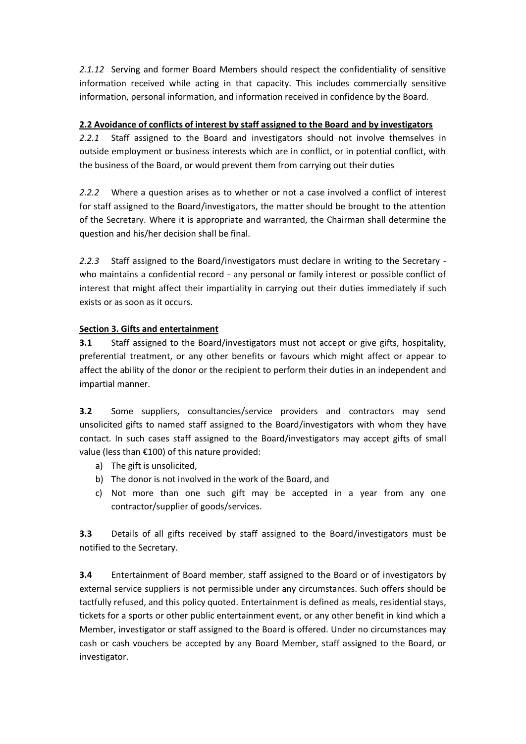*2.1.12* Serving and former Board Members should respect the confidentiality of sensitive information received while acting in that capacity. This includes commercially sensitive information, personal information, and information received in confidence by the Board.

**2.2 Avoidance of conflicts of interest by staff assigned to the Board and by investigators**

*2.2.1* Staff assigned to the Board and investigators should not involve themselves in outside employment or business interests which are in conflict, or in potential conflict, with the business of the Board, or would prevent them from carrying out their duties

*2.2.2* Where a question arises as to whether or not a case involved a conflict of interest for staff assigned to the Board/investigators, the matter should be brought to the attention of the Secretary. Where it is appropriate and warranted, the Chairman shall determine the question and his/her decision shall be final.

*2.2.3* Staff assigned to the Board/investigators must declare in writing to the Secretary - who maintains a confidential record - any personal or family interest or possible conflict of interest that might affect their impartiality in carrying out their duties immediately if such exists or as soon as it occurs.

**Section 3. Gifts and entertainment**

**3.1** Staff assigned to the Board/investigators must not accept or give gifts, hospitality, preferential treatment, or any other benefits or favours which might affect or appear to affect the ability of the donor or the recipient to perform their duties in an independent and impartial manner.

**3.2** Some suppliers, consultancies/service providers and contractors may send unsolicited gifts to named staff assigned to the Board/investigators with whom they have contact. In such cases staff assigned to the Board/investigators may accept gifts of small value (less than €100) of this nature provided:

a) The gift is unsolicited,
b) The donor is not involved in the work of the Board, and
c) Not more than one such gift may be accepted in a year from any one contractor/supplier of goods/services.

**3.3** Details of all gifts received by staff assigned to the Board/investigators must be notified to the Secretary.

**3.4** Entertainment of Board member, staff assigned to the Board or of investigators by external service suppliers is not permissible under any circumstances. Such offers should be tactfully refused, and this policy quoted. Entertainment is defined as meals, residential stays, tickets for a sports or other public entertainment event, or any other benefit in kind which a Member, investigator or staff assigned to the Board is offered. Under no circumstances may cash or cash vouchers be accepted by any Board Member, staff assigned to the Board, or investigator.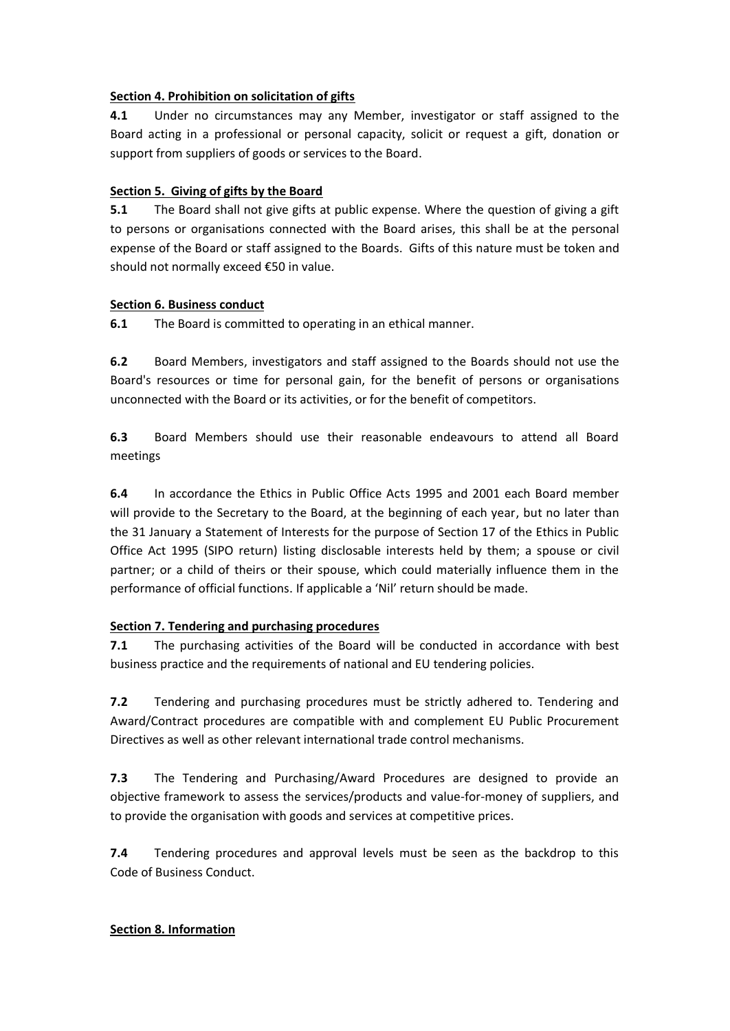**Section 4. Prohibition on solicitation of gifts**

**4.1** Under no circumstances may any Member, investigator or staff assigned to the Board acting in a professional or personal capacity, solicit or request a gift, donation or support from suppliers of goods or services to the Board.

**Section 5. Giving of gifts by the Board**

**5.1** The Board shall not give gifts at public expense. Where the question of giving a gift to persons or organisations connected with the Board arises, this shall be at the personal expense of the Board or staff assigned to the Boards. Gifts of this nature must be token and should not normally exceed €50 in value.

**Section 6. Business conduct**

**6.1** The Board is committed to operating in an ethical manner.

**6.2** Board Members, investigators and staff assigned to the Boards should not use the Board's resources or time for personal gain, for the benefit of persons or organisations unconnected with the Board or its activities, or for the benefit of competitors.

**6.3** Board Members should use their reasonable endeavours to attend all Board meetings

**6.4** In accordance the Ethics in Public Office Acts 1995 and 2001 each Board member will provide to the Secretary to the Board, at the beginning of each year, but no later than the 31 January a Statement of Interests for the purpose of Section 17 of the Ethics in Public Office Act 1995 (SIPO return) listing disclosable interests held by them; a spouse or civil partner; or a child of theirs or their spouse, which could materially influence them in the performance of official functions. If applicable a 'Nil' return should be made.

**Section 7. Tendering and purchasing procedures**

**7.1** The purchasing activities of the Board will be conducted in accordance with best business practice and the requirements of national and EU tendering policies.

**7.2** Tendering and purchasing procedures must be strictly adhered to. Tendering and Award/Contract procedures are compatible with and complement EU Public Procurement Directives as well as other relevant international trade control mechanisms.

**7.3** The Tendering and Purchasing/Award Procedures are designed to provide an objective framework to assess the services/products and value-for-money of suppliers, and to provide the organisation with goods and services at competitive prices.

**7.4** Tendering procedures and approval levels must be seen as the backdrop to this Code of Business Conduct.

**Section 8. Information**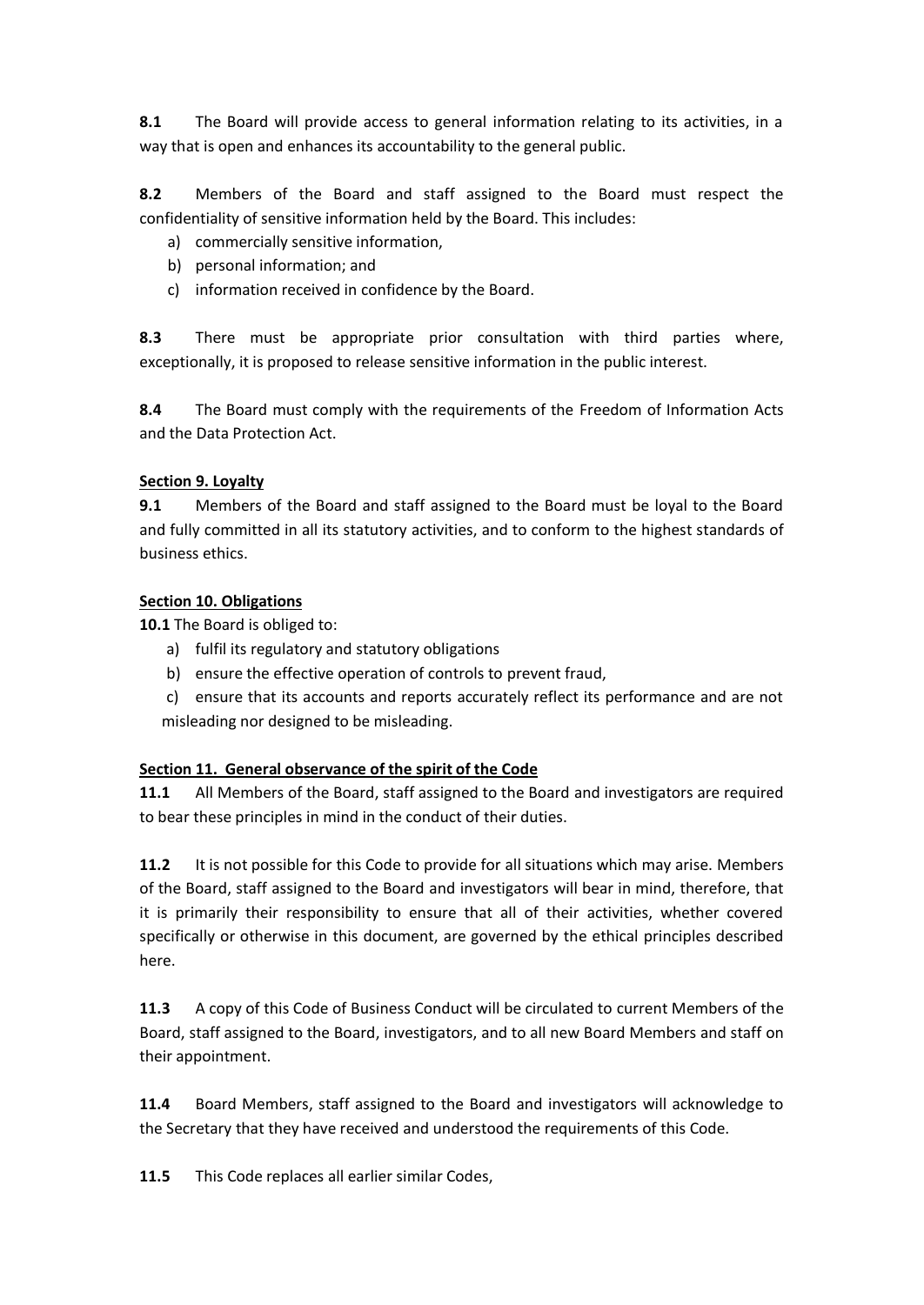**8.1** The Board will provide access to general information relating to its activities, in a way that is open and enhances its accountability to the general public.

**8.2** Members of the Board and staff assigned to the Board must respect the confidentiality of sensitive information held by the Board. This includes:

a) commercially sensitive information,
b) personal information; and
c) information received in confidence by the Board.

**8.3** There must be appropriate prior consultation with third parties where, exceptionally, it is proposed to release sensitive information in the public interest.

**8.4** The Board must comply with the requirements of the Freedom of Information Acts and the Data Protection Act.

**Section 9. Loyalty**

**9.1** Members of the Board and staff assigned to the Board must be loyal to the Board and fully committed in all its statutory activities, and to conform to the highest standards of business ethics.

**Section 10. Obligations**

**10.1** The Board is obliged to:

a) fulfil its regulatory and statutory obligations
b) ensure the effective operation of controls to prevent fraud,
c) ensure that its accounts and reports accurately reflect its performance and are not misleading nor designed to be misleading.

**Section 11. General observance of the spirit of the Code**

**11.1** All Members of the Board, staff assigned to the Board and investigators are required to bear these principles in mind in the conduct of their duties.

**11.2** It is not possible for this Code to provide for all situations which may arise. Members of the Board, staff assigned to the Board and investigators will bear in mind, therefore, that it is primarily their responsibility to ensure that all of their activities, whether covered specifically or otherwise in this document, are governed by the ethical principles described here.

**11.3** A copy of this Code of Business Conduct will be circulated to current Members of the Board, staff assigned to the Board, investigators, and to all new Board Members and staff on their appointment.

**11.4** Board Members, staff assigned to the Board and investigators will acknowledge to the Secretary that they have received and understood the requirements of this Code.

**11.5** This Code replaces all earlier similar Codes,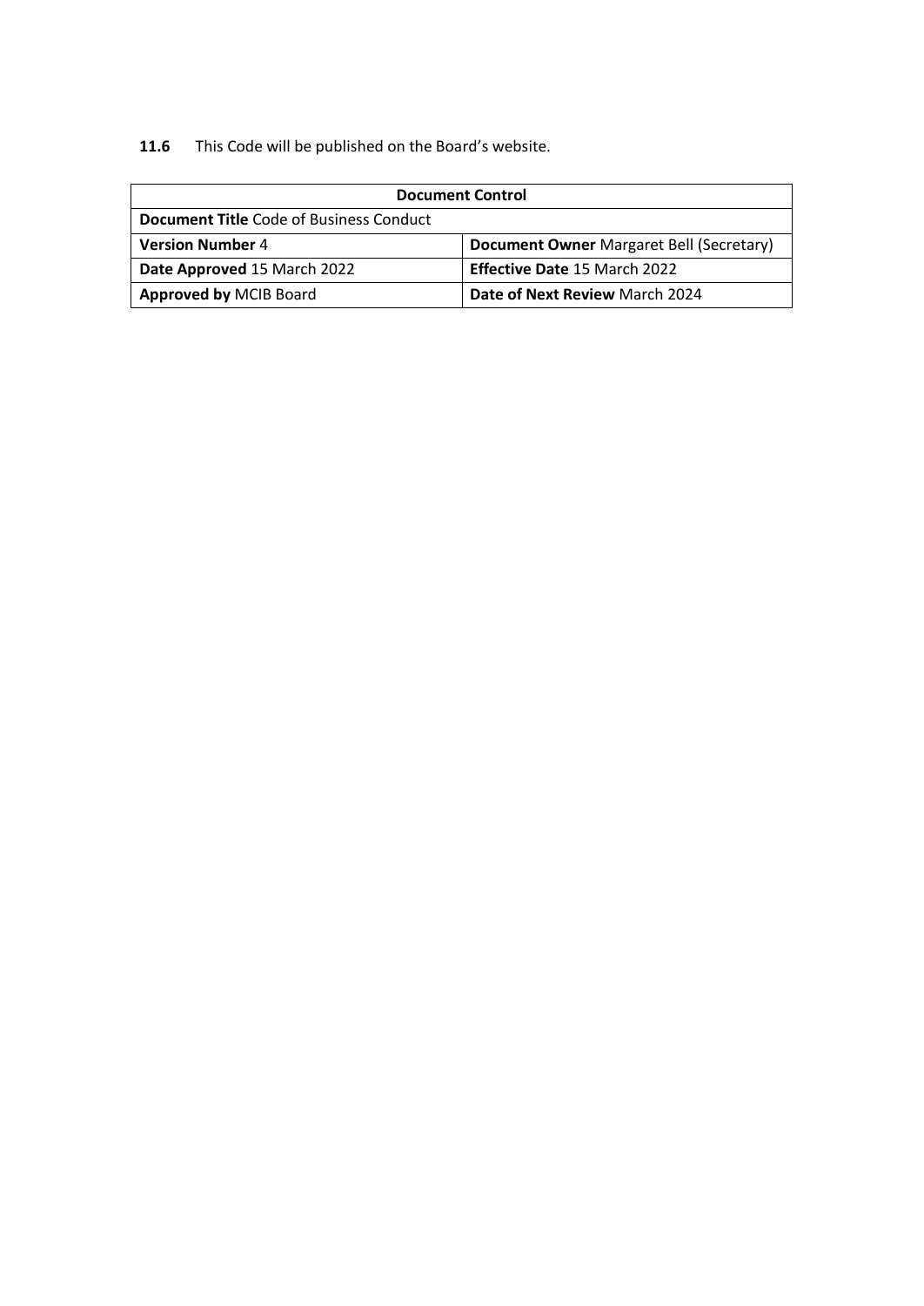**11.6** This Code will be published on the Board's website.

| **Document Control** | |
|---|---|
| **Document Title** Code of Business Conduct | |
| **Version Number** 4 | **Document Owner** Margaret Bell (Secretary) |
| **Date Approved** 15 March 2022 | **Effective Date** 15 March 2022 |
| **Approved by** MCIB Board | **Date of Next Review** March 2024 |